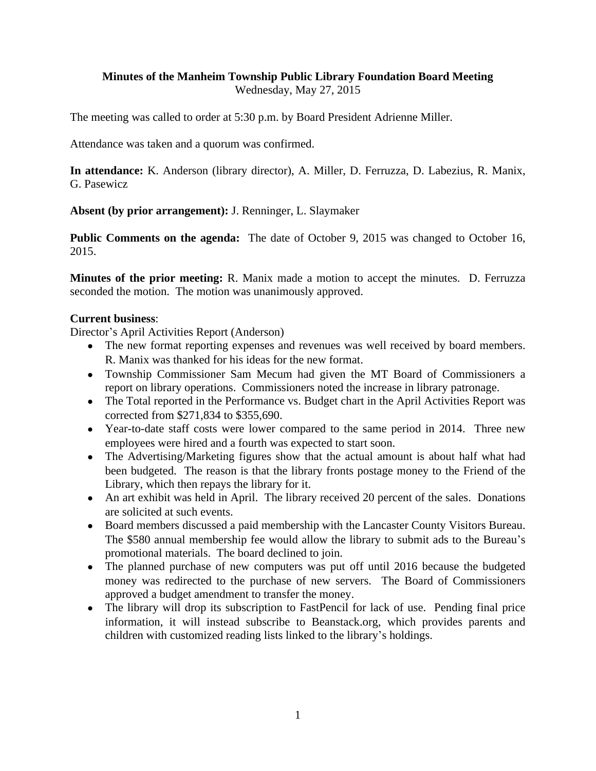**Minutes of the Manheim Township Public Library Foundation Board Meeting**
Wednesday, May 27, 2015

The meeting was called to order at 5:30 p.m. by Board President Adrienne Miller.

Attendance was taken and a quorum was confirmed.

**In attendance:** K. Anderson (library director), A. Miller, D. Ferruzza, D. Labezius, R. Manix, G. Pasewicz

**Absent (by prior arrangement):** J. Renninger, L. Slaymaker

**Public Comments on the agenda:** The date of October 9, 2015 was changed to October 16, 2015.

**Minutes of the prior meeting:** R. Manix made a motion to accept the minutes. D. Ferruzza seconded the motion. The motion was unanimously approved.

**Current business**:

Director's April Activities Report (Anderson)

- The new format reporting expenses and revenues was well received by board members. R. Manix was thanked for his ideas for the new format.
- Township Commissioner Sam Mecum had given the MT Board of Commissioners a report on library operations. Commissioners noted the increase in library patronage.
- The Total reported in the Performance vs. Budget chart in the April Activities Report was corrected from $271,834 to $355,690.
- Year-to-date staff costs were lower compared to the same period in 2014. Three new employees were hired and a fourth was expected to start soon.
- The Advertising/Marketing figures show that the actual amount is about half what had been budgeted. The reason is that the library fronts postage money to the Friend of the Library, which then repays the library for it.
- An art exhibit was held in April. The library received 20 percent of the sales. Donations are solicited at such events.
- Board members discussed a paid membership with the Lancaster County Visitors Bureau. The $580 annual membership fee would allow the library to submit ads to the Bureau's promotional materials. The board declined to join.
- The planned purchase of new computers was put off until 2016 because the budgeted money was redirected to the purchase of new servers. The Board of Commissioners approved a budget amendment to transfer the money.
- The library will drop its subscription to FastPencil for lack of use. Pending final price information, it will instead subscribe to Beanstack.org, which provides parents and children with customized reading lists linked to the library's holdings.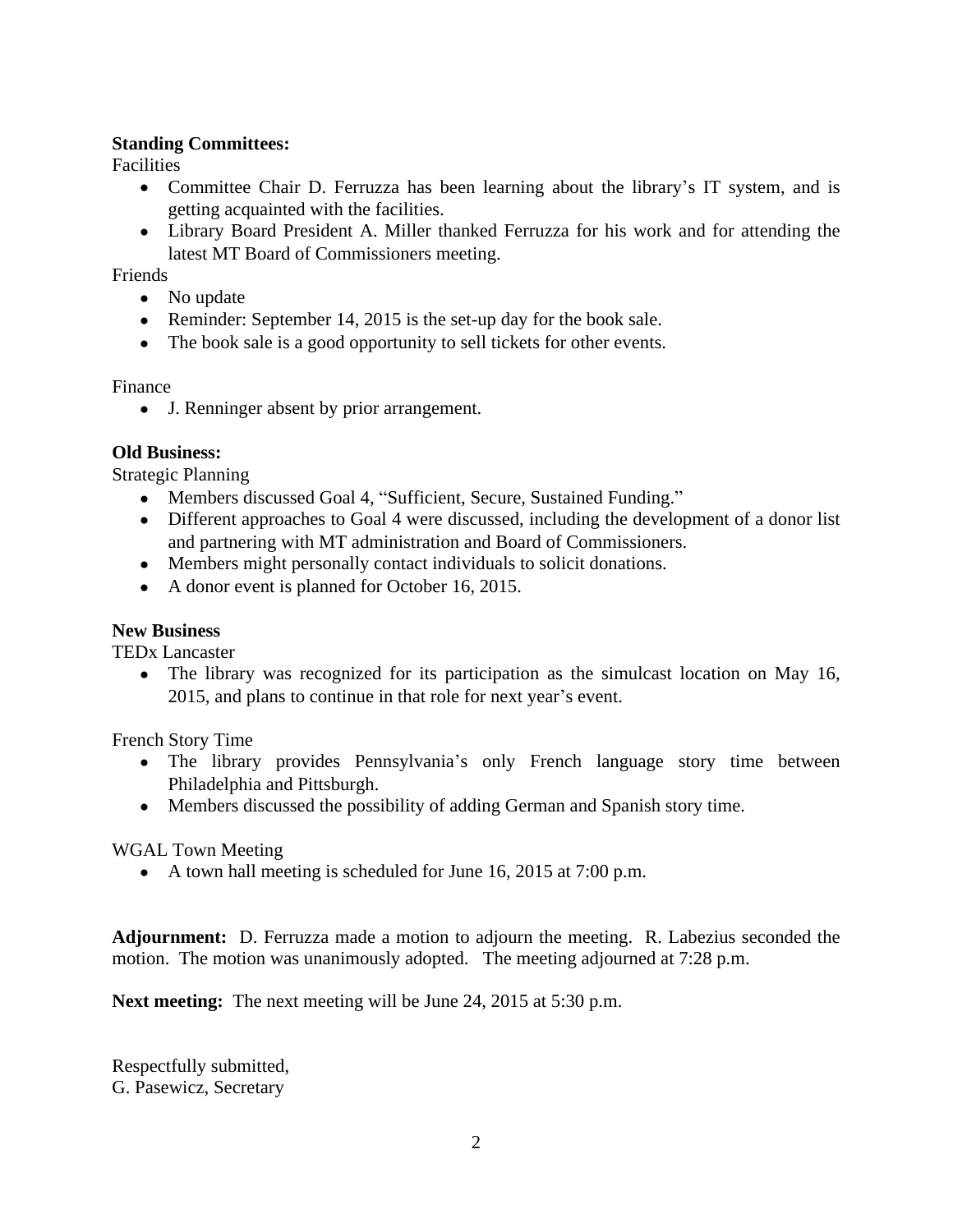**Standing Committees:**

Facilities

- Committee Chair D. Ferruzza has been learning about the library's IT system, and is getting acquainted with the facilities.
- Library Board President A. Miller thanked Ferruzza for his work and for attending the latest MT Board of Commissioners meeting.

Friends

- No update
- Reminder: September 14, 2015 is the set-up day for the book sale.
- The book sale is a good opportunity to sell tickets for other events.

Finance

- J. Renninger absent by prior arrangement.

**Old Business:**

Strategic Planning

- Members discussed Goal 4, "Sufficient, Secure, Sustained Funding."
- Different approaches to Goal 4 were discussed, including the development of a donor list and partnering with MT administration and Board of Commissioners.
- Members might personally contact individuals to solicit donations.
- A donor event is planned for October 16, 2015.

**New Business**

TEDx Lancaster

- The library was recognized for its participation as the simulcast location on May 16, 2015, and plans to continue in that role for next year's event.

French Story Time

- The library provides Pennsylvania's only French language story time between Philadelphia and Pittsburgh.
- Members discussed the possibility of adding German and Spanish story time.

WGAL Town Meeting

- A town hall meeting is scheduled for June 16, 2015 at 7:00 p.m.

**Adjournment:** D. Ferruzza made a motion to adjourn the meeting. R. Labezius seconded the motion. The motion was unanimously adopted. The meeting adjourned at 7:28 p.m.

**Next meeting:** The next meeting will be June 24, 2015 at 5:30 p.m.

Respectfully submitted,
G. Pasewicz, Secretary